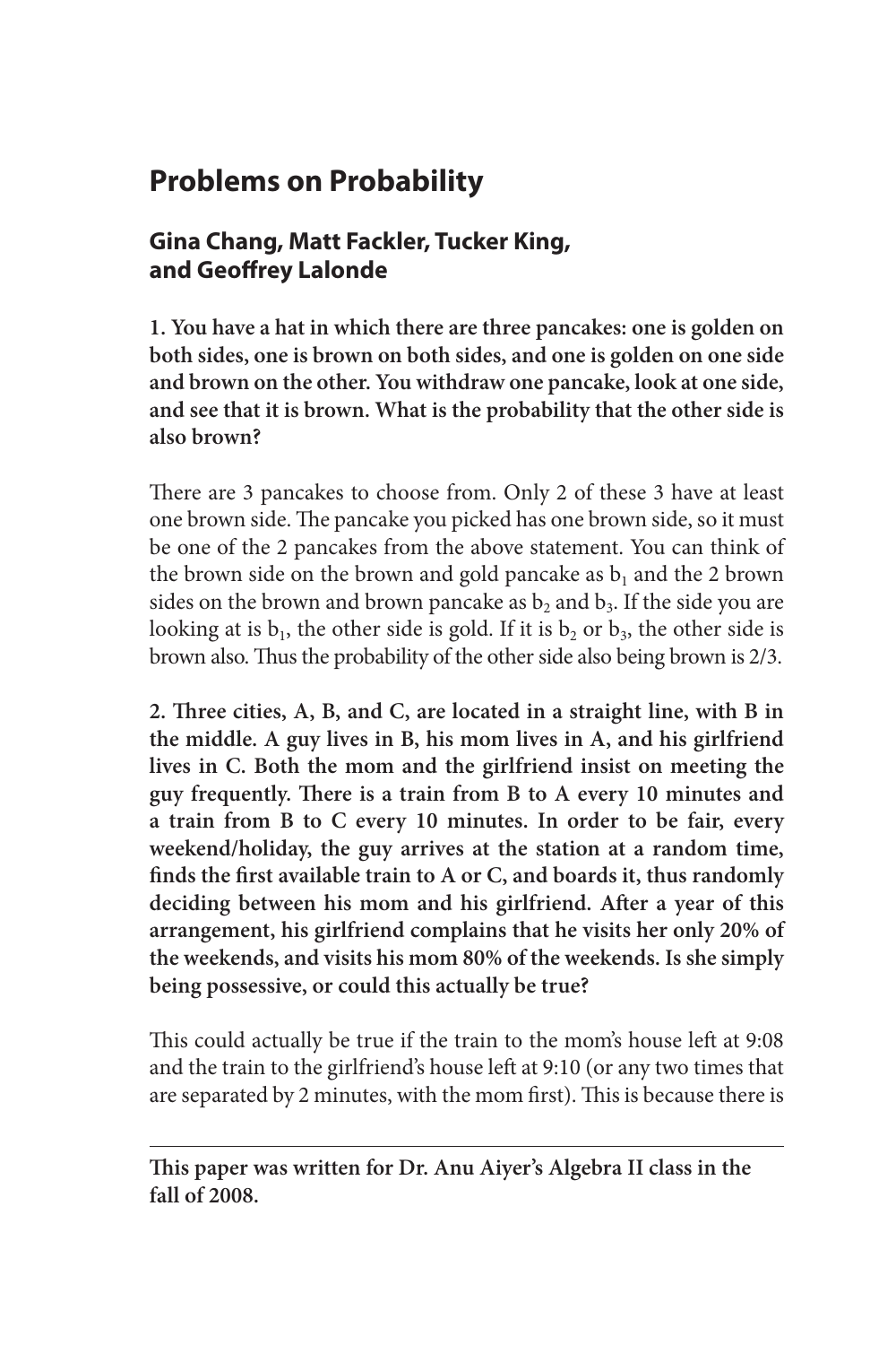# Problems on Probability

## Gina Chang, Matt Fackler, Tucker King, and Geoffrey Lalonde

**1. You have a hat in which there are three pancakes: one is golden on both sides, one is brown on both sides, and one is golden on one side and brown on the other. You withdraw one pancake, look at one side, and see that it is brown. What is the probability that the other side is also brown?**

There are 3 pancakes to choose from. Only 2 of these 3 have at least one brown side. The pancake you picked has one brown side, so it must be one of the 2 pancakes from the above statement. You can think of the brown side on the brown and gold pancake as $b_1$ and the 2 brown sides on the brown and brown pancake as $b_2$ and $b_3$. If the side you are looking at is $b_1$, the other side is gold. If it is $b_2$ or $b_3$, the other side is brown also. Thus the probability of the other side also being brown is 2/3.

**2. Three cities, A, B, and C, are located in a straight line, with B in the middle. A guy lives in B, his mom lives in A, and his girlfriend lives in C. Both the mom and the girlfriend insist on meeting the guy frequently. There is a train from B to A every 10 minutes and a train from B to C every 10 minutes. In order to be fair, every weekend/holiday, the guy arrives at the station at a random time, finds the first available train to A or C, and boards it, thus randomly deciding between his mom and his girlfriend. After a year of this arrangement, his girlfriend complains that he visits her only 20% of the weekends, and visits his mom 80% of the weekends. Is she simply being possessive, or could this actually be true?**

This could actually be true if the train to the mom's house left at 9:08 and the train to the girlfriend's house left at 9:10 (or any two times that are separated by 2 minutes, with the mom first). This is because there is

---

**This paper was written for Dr. Anu Aiyer's Algebra II class in the fall of 2008.**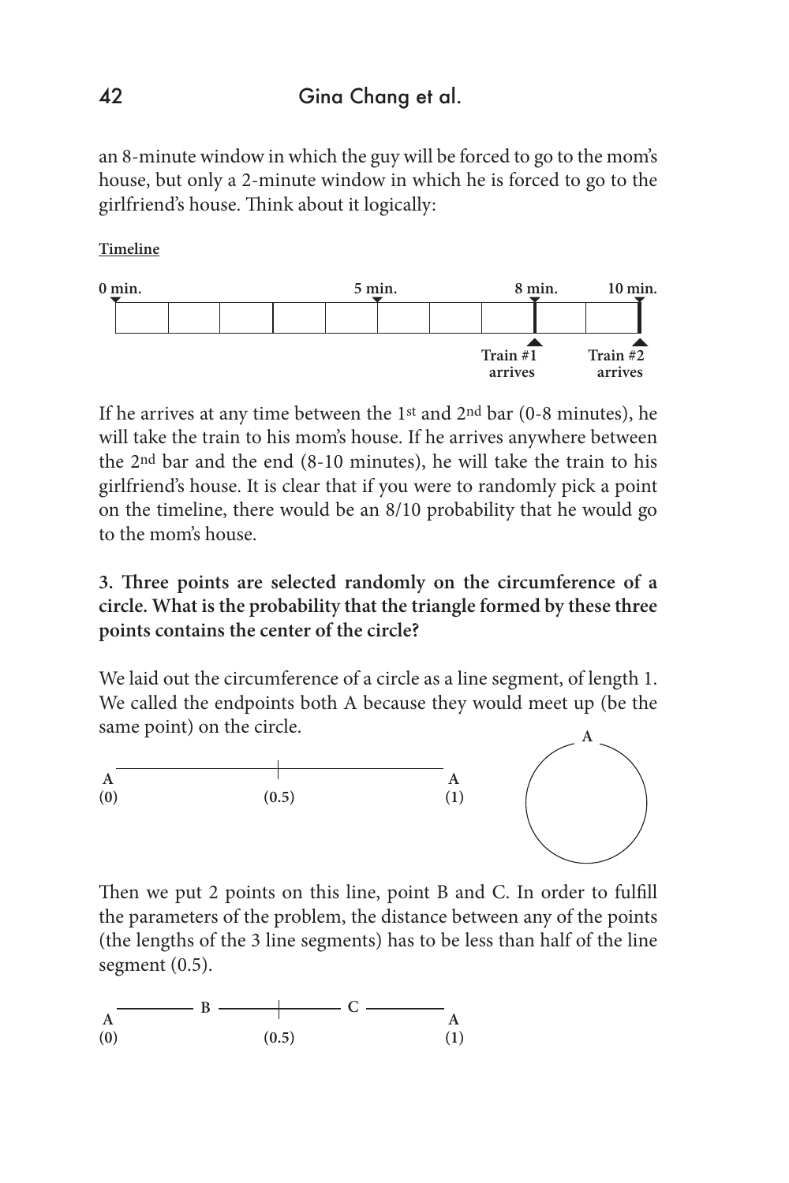an 8-minute window in which the guy will be forced to go to the mom's house, but only a 2-minute window in which he is forced to go to the girlfriend's house. Think about it logically:

**Timeline**

0 min. 5 min. 8 min. 10 min.

Train #1 arrives Train #2 arrives

If he arrives at any time between the 1st and 2nd bar (0-8 minutes), he will take the train to his mom's house. If he arrives anywhere between the 2nd bar and the end (8-10 minutes), he will take the train to his girlfriend's house. It is clear that if you were to randomly pick a point on the timeline, there would be an 8/10 probability that he would go to the mom's house.

**3. Three points are selected randomly on the circumference of a circle. What is the probability that the triangle formed by these three points contains the center of the circle?**

We laid out the circumference of a circle as a line segment, of length 1. We called the endpoints both A because they would meet up (be the same point) on the circle.

A (0) (0.5) A (1) A

Then we put 2 points on this line, point B and C. In order to fulfill the parameters of the problem, the distance between any of the points (the lengths of the 3 line segments) has to be less than half of the line segment (0.5).

A B C A
(0) (0.5) (1)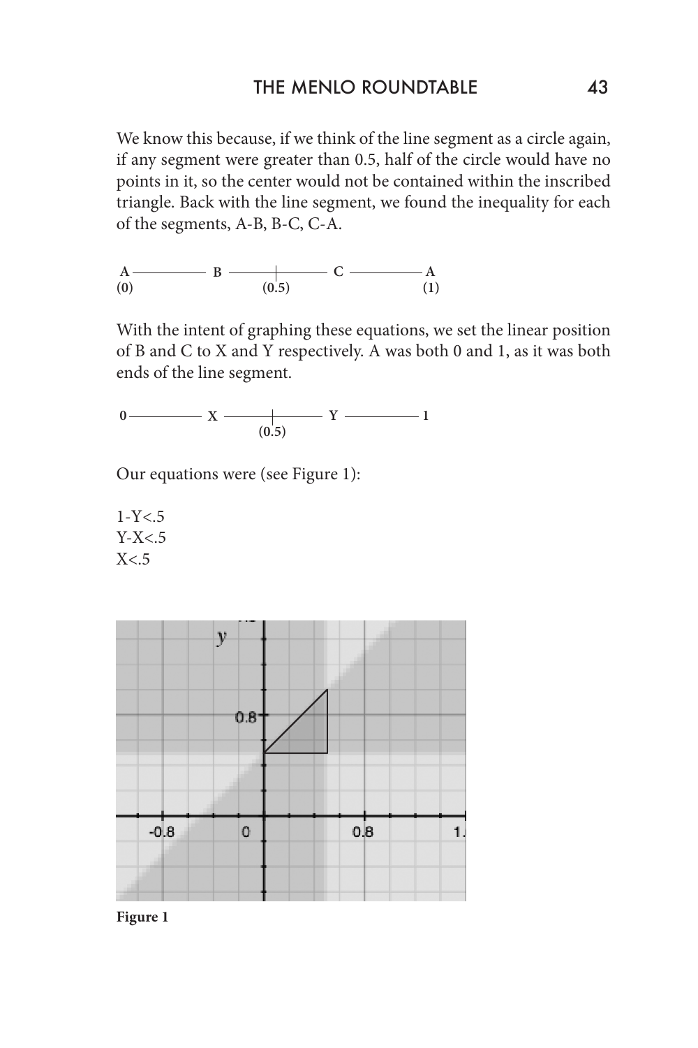We know this because, if we think of the line segment as a circle again, if any segment were greater than 0.5, half of the circle would have no points in it, so the center would not be contained within the inscribed triangle. Back with the line segment, we found the inequality for each of the segments, A-B, B-C, C-A.

```
A ———— B ———+———— C ———— A
(0)        (0.5)          (1)
```

With the intent of graphing these equations, we set the linear position of B and C to X and Y respectively. A was both 0 and 1, as it was both ends of the line segment.

```
0 ———— X ———+———— Y ———— 1
           (0.5)
```

Our equations were (see Figure 1):

$1-Y<.5$
$Y-X<.5$
$X<.5$

**Figure 1**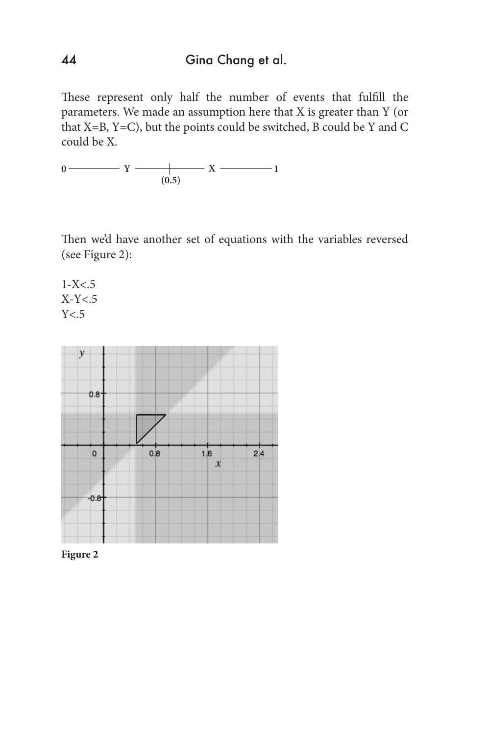These represent only half the number of events that fulfill the parameters. We made an assumption here that X is greater than Y (or that X=B, Y=C), but the points could be switched, B could be Y and C could be X.

```
0 ———— Y ———|———— X ———— 1
           (0.5)
```

Then we'd have another set of equations with the variables reversed (see Figure 2):

$1-X<.5$
$X-Y<.5$
$Y<.5$

**Figure 2**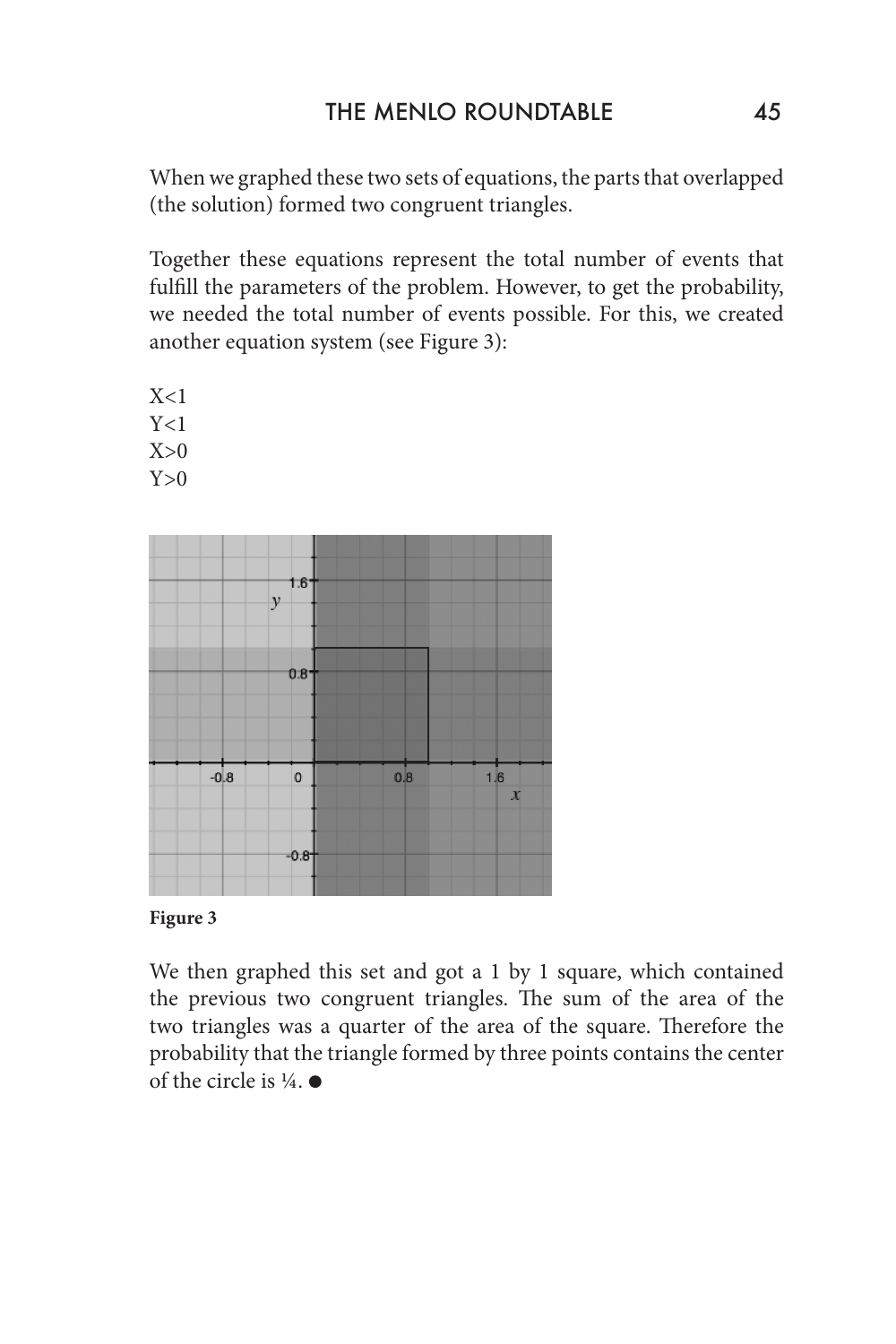When we graphed these two sets of equations, the parts that overlapped (the solution) formed two congruent triangles.

Together these equations represent the total number of events that fulfill the parameters of the problem. However, to get the probability, we needed the total number of events possible. For this, we created another equation system (see Figure 3):

$X<1$
$Y<1$
$X>0$
$Y>0$

**Figure 3**

We then graphed this set and got a 1 by 1 square, which contained the previous two congruent triangles. The sum of the area of the two triangles was a quarter of the area of the square. Therefore the probability that the triangle formed by three points contains the center of the circle is ¼. ●